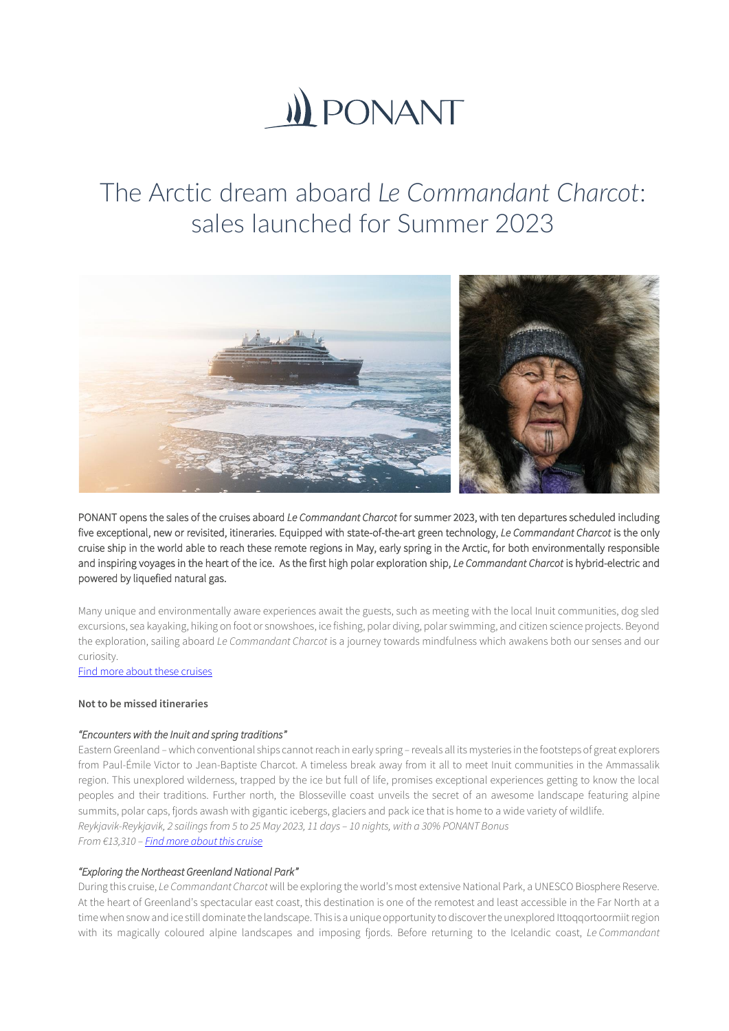PONANT

# The Arctic dream aboard *Le Commandant Charcot*: sales launched for Summer 2023

PONANT opens the sales of the cruises aboard *Le Commandant Charcot* for summer 2023, with ten departures scheduled including five exceptional, new or revisited, itineraries. Equipped with state-of-the-art green technology, *Le Commandant Charcot* is the only cruise ship in the world able to reach these remote regions in May, early spring in the Arctic, for both environmentally responsible and inspiring voyages in the heart of the ice. As the first high polar exploration ship, *Le Commandant Charcot* is hybrid-electric and powered by liquefied natural gas.

Many unique and environmentally aware experiences await the guests, such as meeting with the local Inuit communities, dog sled excursions, sea kayaking, hiking on foot or snowshoes, ice fishing, polar diving, polar swimming, and citizen science projects. Beyond the exploration, sailing aboard *Le Commandant Charcot* is a journey towards mindfulness which awakens both our senses and our curiosity.
[Find more about these cruises]

**Not to be missed itineraries**

*"Encounters with the Inuit and spring traditions"*
Eastern Greenland – which conventional ships cannot reach in early spring – reveals all its mysteries in the footsteps of great explorers from Paul-Émile Victor to Jean-Baptiste Charcot. A timeless break away from it all to meet Inuit communities in the Ammassalik region. This unexplored wilderness, trapped by the ice but full of life, promises exceptional experiences getting to know the local peoples and their traditions. Further north, the Blosseville coast unveils the secret of an awesome landscape featuring alpine summits, polar caps, fjords awash with gigantic icebergs, glaciers and pack ice that is home to a wide variety of wildlife.
*Reykjavik-Reykjavik, 2 sailings from 5 to 25 May 2023, 11 days – 10 nights, with a 30% PONANT Bonus*
*From €13,310 – [Find more about this cruise]*

*"Exploring the Northeast Greenland National Park"*
During this cruise, *Le Commandant Charcot* will be exploring the world's most extensive National Park, a UNESCO Biosphere Reserve. At the heart of Greenland's spectacular east coast, this destination is one of the remotest and least accessible in the Far North at a time when snow and ice still dominate the landscape. This is a unique opportunity to discover the unexplored Ittoqqortoormiit region with its magically coloured alpine landscapes and imposing fjords. Before returning to the Icelandic coast, *Le Commandant*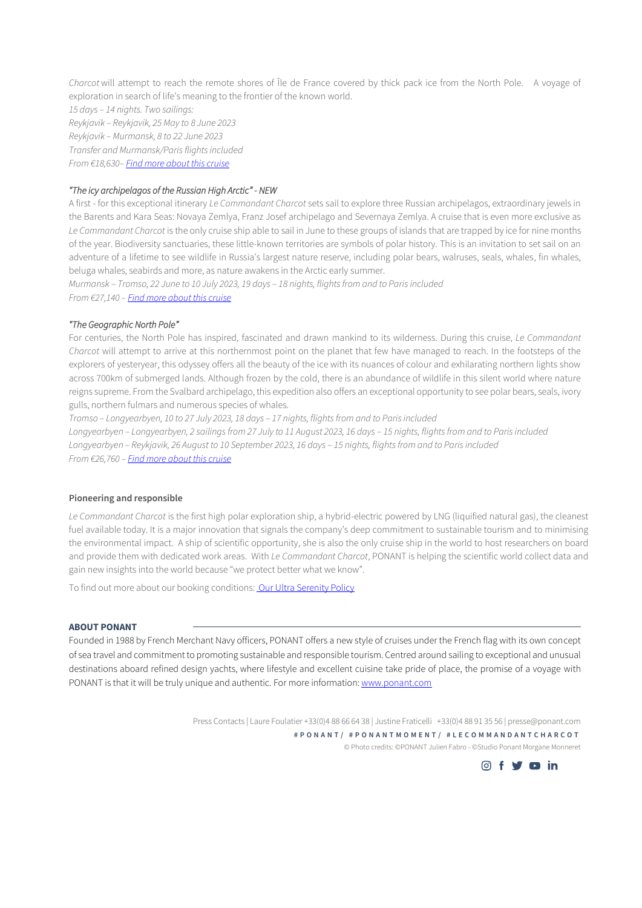*Charcot* will attempt to reach the remote shores of Île de France covered by thick pack ice from the North Pole. A voyage of exploration in search of life's meaning to the frontier of the known world.

*15 days – 14 nights. Two sailings:*
*Reykjavik – Reykjavik, 25 May to 8 June 2023*
*Reykjavik – Murmansk, 8 to 22 June 2023*
*Transfer and Murmansk/Paris flights included*
*From €18,630– [Find more about this cruise]()*

*"The icy archipelagos of the Russian High Arctic" - NEW*

A first - for this exceptional itinerary *Le Commandant Charcot* sets sail to explore three Russian archipelagos, extraordinary jewels in the Barents and Kara Seas: Novaya Zemlya, Franz Josef archipelago and Severnaya Zemlya. A cruise that is even more exclusive as *Le Commandant Charcot* is the only cruise ship able to sail in June to these groups of islands that are trapped by ice for nine months of the year. Biodiversity sanctuaries, these little-known territories are symbols of polar history. This is an invitation to set sail on an adventure of a lifetime to see wildlife in Russia's largest nature reserve, including polar bears, walruses, seals, whales, fin whales, beluga whales, seabirds and more, as nature awakens in the Arctic early summer.

*Murmansk – Tromso, 22 June to 10 July 2023, 19 days – 18 nights, flights from and to Paris included*
*From €27,140 – [Find more about this cruise]()*

*"The Geographic North Pole"*

For centuries, the North Pole has inspired, fascinated and drawn mankind to its wilderness. During this cruise, *Le Commandant Charcot* will attempt to arrive at this northernmost point on the planet that few have managed to reach. In the footsteps of the explorers of yesteryear, this odyssey offers all the beauty of the ice with its nuances of colour and exhilarating northern lights show across 700km of submerged lands. Although frozen by the cold, there is an abundance of wildlife in this silent world where nature reigns supreme. From the Svalbard archipelago, this expedition also offers an exceptional opportunity to see polar bears, seals, ivory gulls, northern fulmars and numerous species of whales.

*Tromso – Longyearbyen, 10 to 27 July 2023, 18 days – 17 nights, flights from and to Paris included*
*Longyearbyen – Longyearbyen, 2 sailings from 27 July to 11 August 2023, 16 days – 15 nights, flights from and to Paris included*
*Longyearbyen – Reykjavik, 26 August to 10 September 2023, 16 days – 15 nights, flights from and to Paris included*
*From €26,760 – [Find more about this cruise]()*

**Pioneering and responsible**

*Le Commandant Charcot* is the first high polar exploration ship, a hybrid-electric powered by LNG (liquified natural gas), the cleanest fuel available today. It is a major innovation that signals the company's deep commitment to sustainable tourism and to minimising the environmental impact. A ship of scientific opportunity, she is also the only cruise ship in the world to host researchers on board and provide them with dedicated work areas. With *Le Commandant Charcot*, PONANT is helping the scientific world collect data and gain new insights into the world because "we protect better what we know".

To find out more about our booking conditions: [Our Ultra Serenity Policy]()

**ABOUT PONANT**

Founded in 1988 by French Merchant Navy officers, PONANT offers a new style of cruises under the French flag with its own concept of sea travel and commitment to promoting sustainable and responsible tourism. Centred around sailing to exceptional and unusual destinations aboard refined design yachts, where lifestyle and excellent cuisine take pride of place, the promise of a voyage with PONANT is that it will be truly unique and authentic. For more information: [www.ponant.com]()

Press Contacts | Laure Foulatier +33(0)4 88 66 64 38 | Justine Fraticelli +33(0)4 88 91 35 56 | presse@ponant.com

**#PONANT/ #PONANTMOMENT/ #LECOMMANDANTCHARCOT**

© Photo credits: ©PONANT Julien Fabro - ©Studio Ponant Morgane Monneret